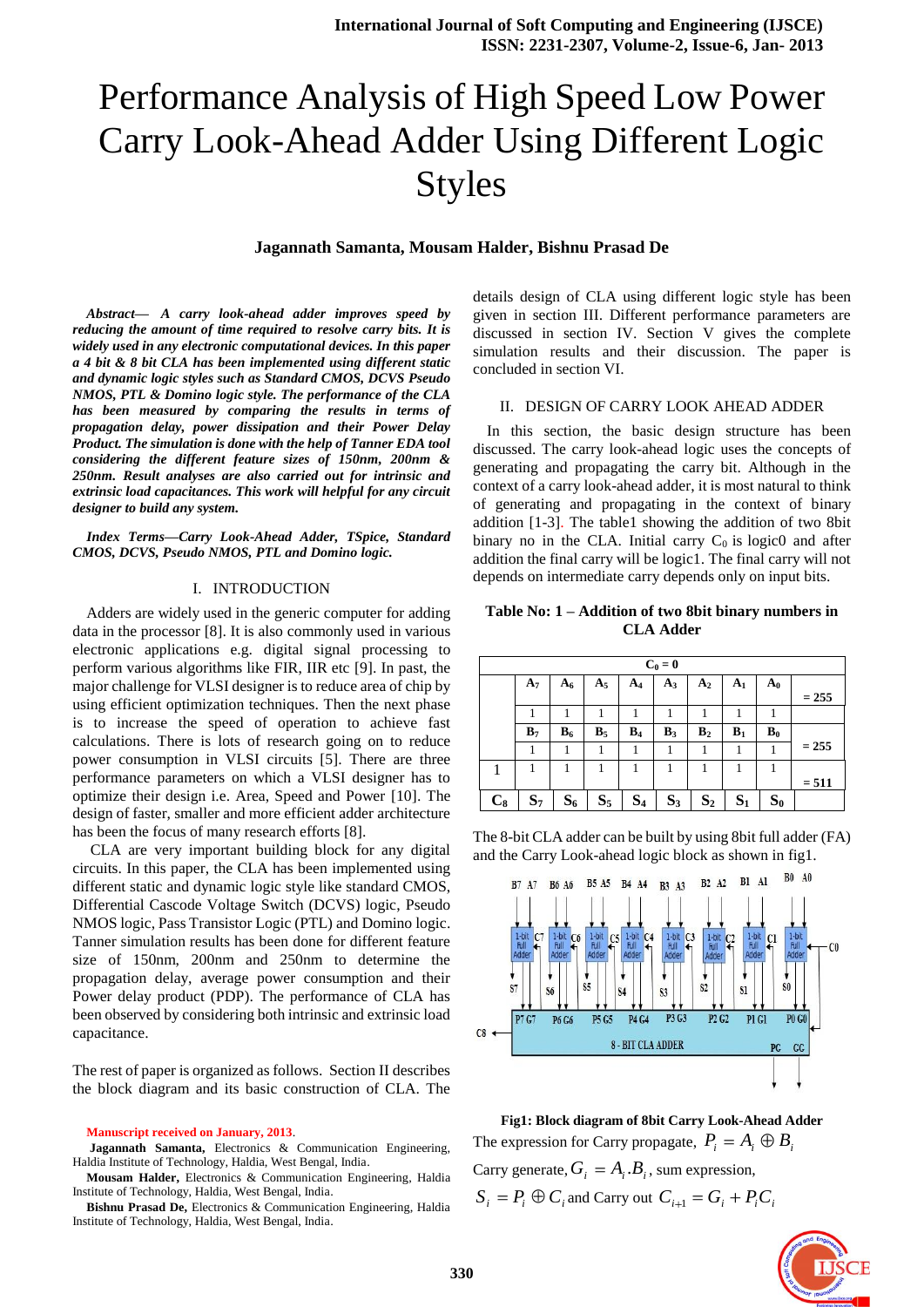# Performance Analysis of High Speed Low Power Carry Look-Ahead Adder Using Different Logic Styles

**Jagannath Samanta, Mousam Halder, Bishnu Prasad De**

***Abstract*— *A carry look-ahead adder improves speed by reducing the amount of time required to resolve carry bits. It is widely used in any electronic computational devices. In this paper a 4 bit & 8 bit CLA has been implemented using different static and dynamic logic styles such as Standard CMOS, DCVS Pseudo NMOS, PTL & Domino logic style. The performance of the CLA has been measured by comparing the results in terms of propagation delay, power dissipation and their Power Delay Product. The simulation is done with the help of Tanner EDA tool considering the different feature sizes of 150nm, 200nm & 250nm. Result analyses are also carried out for intrinsic and extrinsic load capacitances. This work will helpful for any circuit designer to build any system.***

***Index Terms*—*Carry Look-Ahead Adder, TSpice, Standard CMOS, DCVS, Pseudo NMOS, PTL and Domino logic.***

## I. INTRODUCTION

Adders are widely used in the generic computer for adding data in the processor [8]. It is also commonly used in various electronic applications e.g. digital signal processing to perform various algorithms like FIR, IIR etc [9]. In past, the major challenge for VLSI designer is to reduce area of chip by using efficient optimization techniques. Then the next phase is to increase the speed of operation to achieve fast calculations. There is lots of research going on to reduce power consumption in VLSI circuits [5]. There are three performance parameters on which a VLSI designer has to optimize their design i.e. Area, Speed and Power [10]. The design of faster, smaller and more efficient adder architecture has been the focus of many research efforts [8].

CLA are very important building block for any digital circuits. In this paper, the CLA has been implemented using different static and dynamic logic style like standard CMOS, Differential Cascode Voltage Switch (DCVS) logic, Pseudo NMOS logic, Pass Transistor Logic (PTL) and Domino logic. Tanner simulation results has been done for different feature size of 150nm, 200nm and 250nm to determine the propagation delay, average power consumption and their Power delay product (PDP). The performance of CLA has been observed by considering both intrinsic and extrinsic load capacitance.

The rest of paper is organized as follows. Section II describes the block diagram and its basic construction of CLA. The details design of CLA using different logic style has been given in section III. Different performance parameters are discussed in section IV. Section V gives the complete simulation results and their discussion. The paper is concluded in section VI.

## II. DESIGN OF CARRY LOOK AHEAD ADDER

In this section, the basic design structure has been discussed. The carry look-ahead logic uses the concepts of generating and propagating the carry bit. Although in the context of a carry look-ahead adder, it is most natural to think of generating and propagating in the context of binary addition [1-3]. The table1 showing the addition of two 8bit binary no in the CLA. Initial carry $C_0$ is logic0 and after addition the final carry will be logic1. The final carry will not depends on intermediate carry depends only on input bits.

**Table No: 1 – Addition of two 8bit binary numbers in CLA Adder**

| | $C_0 = 0$ | | | | | | | | |
|---|---|---|---|---|---|---|---|---|---|
| | $A_7$ | $A_6$ | $A_5$ | $A_4$ | $A_3$ | $A_2$ | $A_1$ | $A_0$ | = 255 |
| | 1 | 1 | 1 | 1 | 1 | 1 | 1 | 1 | |
| | $B_7$ | $B_6$ | $B_5$ | $B_4$ | $B_3$ | $B_2$ | $B_1$ | $B_0$ | = 255 |
| | 1 | 1 | 1 | 1 | 1 | 1 | 1 | 1 | |
| 1 | 1 | 1 | 1 | 1 | 1 | 1 | 1 | 1 | = 511 |
| $C_8$ | $S_7$ | $S_6$ | $S_5$ | $S_4$ | $S_3$ | $S_2$ | $S_1$ | $S_0$ | |

The 8-bit CLA adder can be built by using 8bit full adder (FA) and the Carry Look-ahead logic block as shown in fig1.

**Fig1: Block diagram of 8bit Carry Look-Ahead Adder**

The expression for Carry propagate, $P_i = A_i \oplus B_i$

Carry generate, $G_i = A_i.B_i$, sum expression,

$S_i = P_i \oplus C_i$ and Carry out $C_{i+1} = G_i + P_iC_i$

**Manuscript received on January, 2013.**

**Jagannath Samanta,** Electronics & Communication Engineering, Haldia Institute of Technology, Haldia, West Bengal, India.

**Mousam Halder,** Electronics & Communication Engineering, Haldia Institute of Technology, Haldia, West Bengal, India.

**Bishnu Prasad De,** Electronics & Communication Engineering, Haldia Institute of Technology, Haldia, West Bengal, India.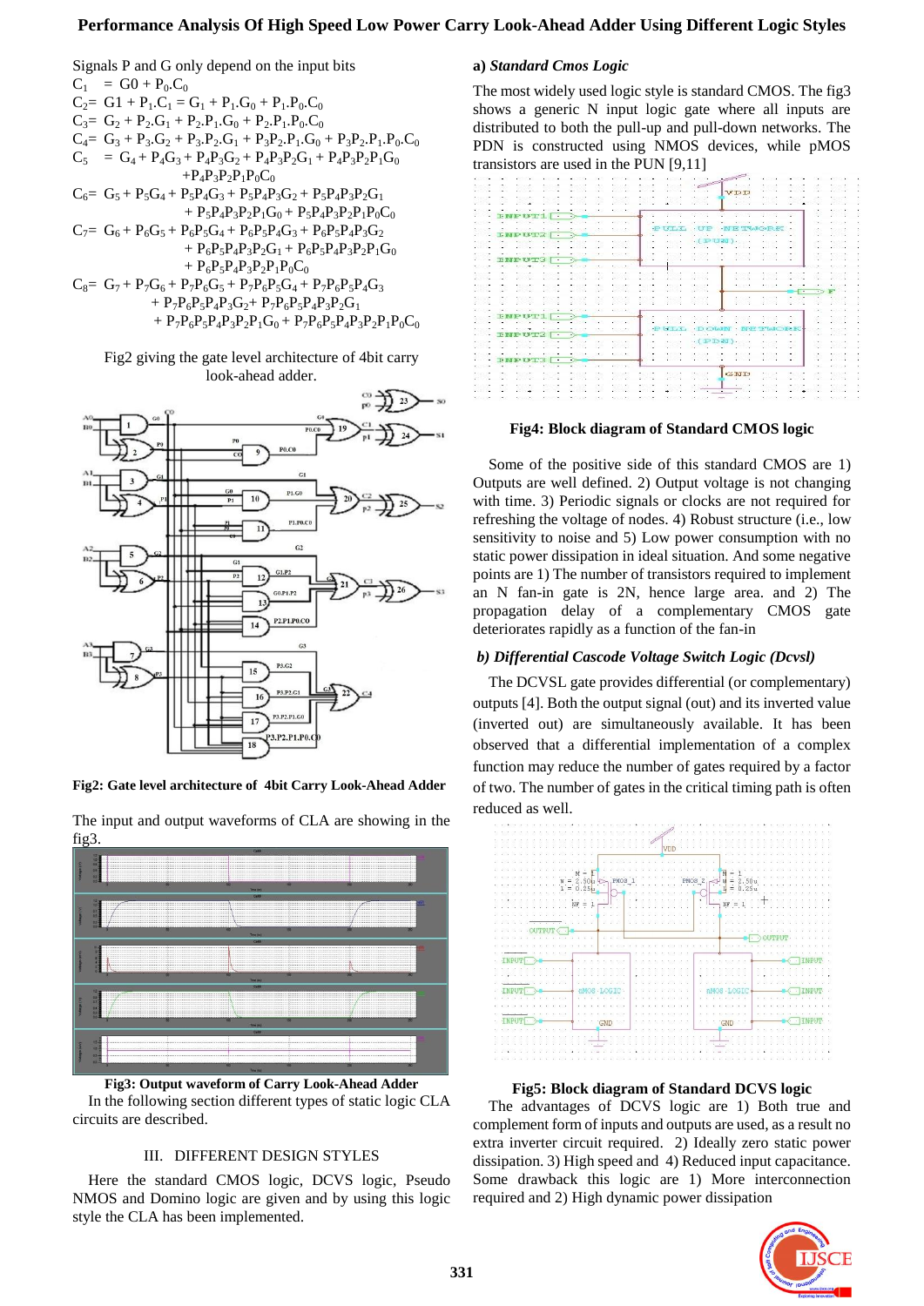Signals P and G only depend on the input bits

$C_1 = G0 + P_0.C_0$

$C_2 = G1 + P_1.C_1 = G_1 + P_1.G_0 + P_1.P_0.C_0$

$C_3 = G_2 + P_2.G_1 + P_2.P_1.G_0 + P_2.P_1.P_0.C_0$

$C_4 = G_3 + P_3.G_2 + P_3.P_2.G_1 + P_3P_2.P_1.G_0 + P_3P_2.P_1.P_0.C_0$

$C_5 = G_4 + P_4G_3 + P_4P_3G_2 + P_4P_3P_2G_1 + P_4P_3P_2P_1G_0 + P_4P_3P_2P_1P_0C_0$

$C_6 = G_5 + P_5G_4 + P_5P_4G_3 + P_5P_4P_3G_2 + P_5P_4P_3P_2G_1 + P_5P_4P_3P_2P_1G_0 + P_5P_4P_3P_2P_1P_0C_0$

$C_7 = G_6 + P_6G_5 + P_6P_5G_4 + P_6P_5P_4G_3 + P_6P_5P_4P_3G_2 + P_6P_5P_4P_3P_2G_1 + P_6P_5P_4P_3P_2P_1G_0 + P_6P_5P_4P_3P_2P_1P_0C_0$

$C_8 = G_7 + P_7G_6 + P_7P_6G_5 + P_7P_6P_5G_4 + P_7P_6P_5P_4G_3 + P_7P_6P_5P_4P_3G_2 + P_7P_6P_5P_4P_3P_2G_1 + P_7P_6P_5P_4P_3P_2P_1G_0 + P_7P_6P_5P_4P_3P_2P_1P_0C_0$

Fig2 giving the gate level architecture of 4bit carry look-ahead adder.

**Fig2: Gate level architecture of 4bit Carry Look-Ahead Adder**

The input and output waveforms of CLA are showing in the fig3.

**Fig3: Output waveform of Carry Look-Ahead Adder**

In the following section different types of static logic CLA circuits are described.

## III. DIFFERENT DESIGN STYLES

Here the standard CMOS logic, DCVS logic, Pseudo NMOS and Domino logic are given and by using this logic style the CLA has been implemented.

### a) *Standard Cmos Logic*

The most widely used logic style is standard CMOS. The fig3 shows a generic N input logic gate where all inputs are distributed to both the pull-up and pull-down networks. The PDN is constructed using NMOS devices, while pMOS transistors are used in the PUN [9,11]

**Fig4: Block diagram of Standard CMOS logic**

Some of the positive side of this standard CMOS are 1) Outputs are well defined. 2) Output voltage is not changing with time. 3) Periodic signals or clocks are not required for refreshing the voltage of nodes. 4) Robust structure (i.e., low sensitivity to noise and 5) Low power consumption with no static power dissipation in ideal situation. And some negative points are 1) The number of transistors required to implement an N fan-in gate is 2N, hence large area. and 2) The propagation delay of a complementary CMOS gate deteriorates rapidly as a function of the fan-in

### *b) Differential Cascode Voltage Switch Logic (Dcvsl)*

The DCVSL gate provides differential (or complementary) outputs [4]. Both the output signal (out) and its inverted value (inverted out) are simultaneously available. It has been observed that a differential implementation of a complex function may reduce the number of gates required by a factor of two. The number of gates in the critical timing path is often reduced as well.

**Fig5: Block diagram of Standard DCVS logic**

The advantages of DCVS logic are 1) Both true and complement form of inputs and outputs are used, as a result no extra inverter circuit required. 2) Ideally zero static power dissipation. 3) High speed and 4) Reduced input capacitance. Some drawback this logic are 1) More interconnection required and 2) High dynamic power dissipation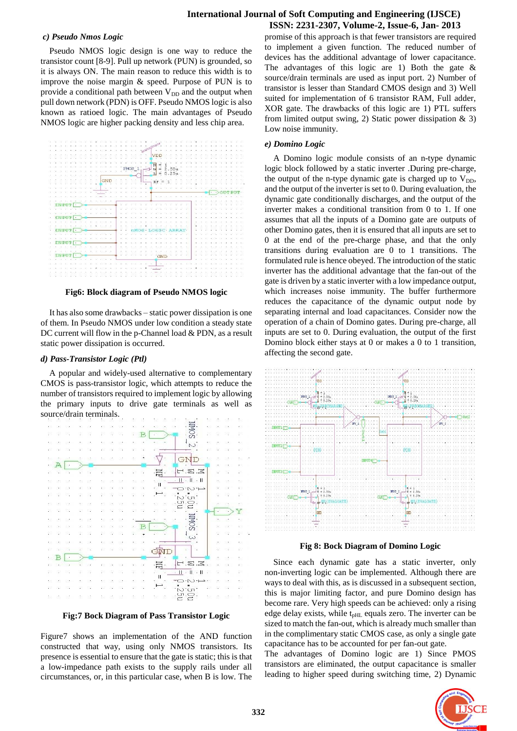### c) Pseudo Nmos Logic

Pseudo NMOS logic design is one way to reduce the transistor count [8-9]. Pull up network (PUN) is grounded, so it is always ON. The main reason to reduce this width is to improve the noise margin & speed. Purpose of PUN is to provide a conditional path between $V_{DD}$ and the output when pull down network (PDN) is OFF. Pseudo NMOS logic is also known as ratioed logic. The main advantages of Pseudo NMOS logic are higher packing density and less chip area.

**Fig6: Block diagram of Pseudo NMOS logic**

It has also some drawbacks – static power dissipation is one of them. In Pseudo NMOS under low condition a steady state DC current will flow in the p-Channel load & PDN, as a result static power dissipation is occurred.

### d) Pass-Transistor Logic (Ptl)

A popular and widely-used alternative to complementary CMOS is pass-transistor logic, which attempts to reduce the number of transistors required to implement logic by allowing the primary inputs to drive gate terminals as well as source/drain terminals.

**Fig:7 Bock Diagram of Pass Transistor Logic**

Figure7 shows an implementation of the AND function constructed that way, using only NMOS transistors. Its presence is essential to ensure that the gate is static; this is that a low-impedance path exists to the supply rails under all circumstances, or, in this particular case, when B is low. The promise of this approach is that fewer transistors are required to implement a given function. The reduced number of devices has the additional advantage of lower capacitance. The advantages of this logic are 1) Both the gate & source/drain terminals are used as input port. 2) Number of transistor is lesser than Standard CMOS design and 3) Well suited for implementation of 6 transistor RAM, Full adder, XOR gate. The drawbacks of this logic are 1) PTL suffers from limited output swing, 2) Static power dissipation & 3) Low noise immunity.

### e) Domino Logic

A Domino logic module consists of an n-type dynamic logic block followed by a static inverter .During pre-charge, the output of the n-type dynamic gate is charged up to $V_{DD}$, and the output of the inverter is set to 0. During evaluation, the dynamic gate conditionally discharges, and the output of the inverter makes a conditional transition from 0 to 1. If one assumes that all the inputs of a Domino gate are outputs of other Domino gates, then it is ensured that all inputs are set to 0 at the end of the pre-charge phase, and that the only transitions during evaluation are 0 to 1 transitions. The formulated rule is hence obeyed. The introduction of the static inverter has the additional advantage that the fan-out of the gate is driven by a static inverter with a low impedance output, which increases noise immunity. The buffer furthermore reduces the capacitance of the dynamic output node by separating internal and load capacitances. Consider now the operation of a chain of Domino gates. During pre-charge, all inputs are set to 0. During evaluation, the output of the first Domino block either stays at 0 or makes a 0 to 1 transition, affecting the second gate.

**Fig 8: Bock Diagram of Domino Logic**

Since each dynamic gate has a static inverter, only non-inverting logic can be implemented. Although there are ways to deal with this, as is discussed in a subsequent section, this is major limiting factor, and pure Domino design has become rare. Very high speeds can be achieved: only a rising edge delay exists, while $t_{pHL}$ equals zero. The inverter can be sized to match the fan-out, which is already much smaller than in the complimentary static CMOS case, as only a single gate capacitance has to be accounted for per fan-out gate.

The advantages of Domino logic are 1) Since PMOS transistors are eliminated, the output capacitance is smaller leading to higher speed during switching time, 2) Dynamic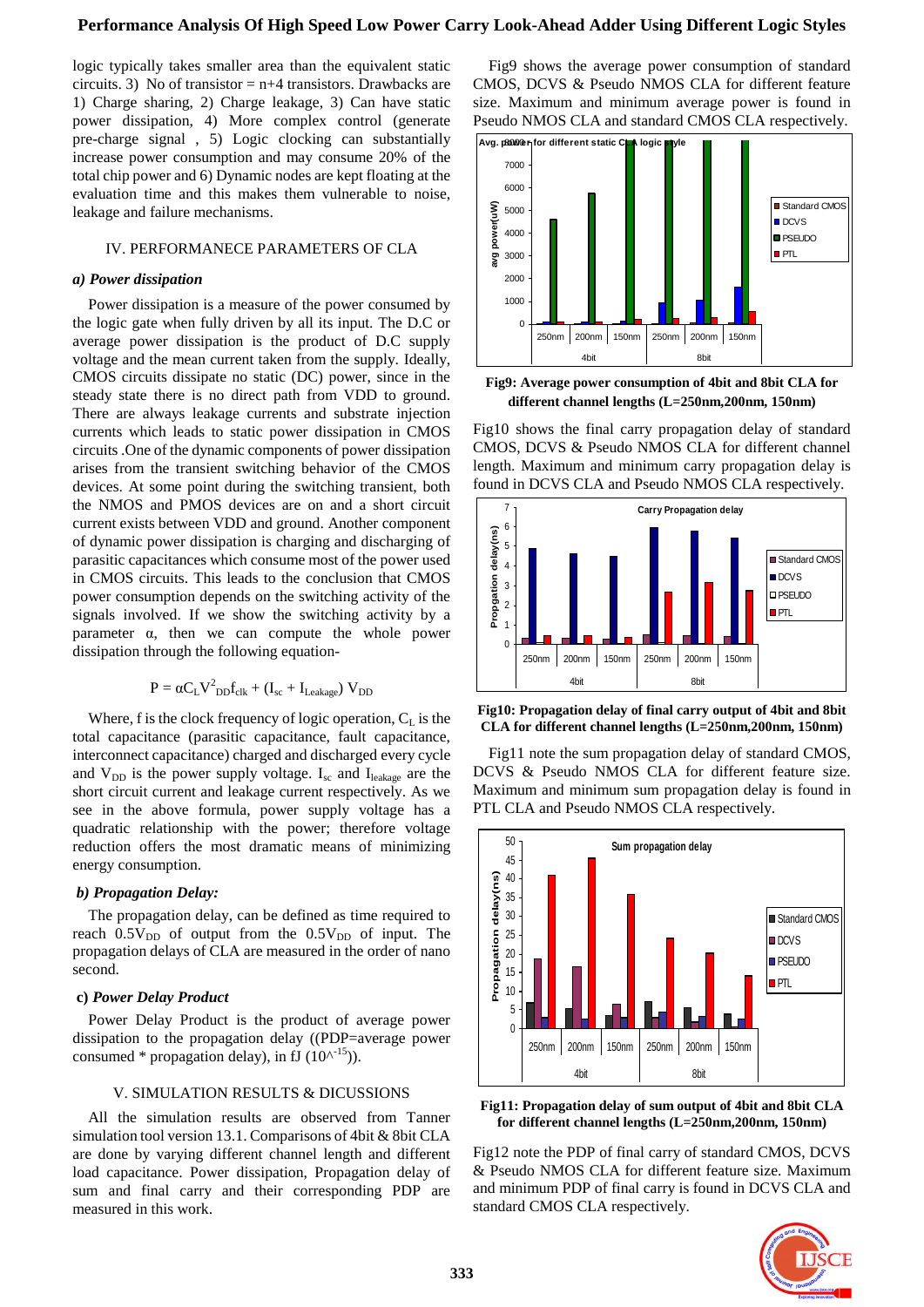logic typically takes smaller area than the equivalent static circuits. 3) No of transistor = n+4 transistors. Drawbacks are 1) Charge sharing, 2) Charge leakage, 3) Can have static power dissipation, 4) More complex control (generate pre-charge signal , 5) Logic clocking can substantially increase power consumption and may consume 20% of the total chip power and 6) Dynamic nodes are kept floating at the evaluation time and this makes them vulnerable to noise, leakage and failure mechanisms.

## IV. PERFORMANECE PARAMETERS OF CLA

### *a) Power dissipation*

Power dissipation is a measure of the power consumed by the logic gate when fully driven by all its input. The D.C or average power dissipation is the product of D.C supply voltage and the mean current taken from the supply. Ideally, CMOS circuits dissipate no static (DC) power, since in the steady state there is no direct path from VDD to ground. There are always leakage currents and substrate injection currents which leads to static power dissipation in CMOS circuits .One of the dynamic components of power dissipation arises from the transient switching behavior of the CMOS devices. At some point during the switching transient, both the NMOS and PMOS devices are on and a short circuit current exists between VDD and ground. Another component of dynamic power dissipation is charging and discharging of parasitic capacitances which consume most of the power used in CMOS circuits. This leads to the conclusion that CMOS power consumption depends on the switching activity of the signals involved. If we show the switching activity by a parameter α, then we can compute the whole power dissipation through the following equation-

$$P = \alpha C_L V^2_{DD} f_{clk} + (I_{sc} + I_{Leakage}) V_{DD}$$

Where, f is the clock frequency of logic operation, $C_L$ is the total capacitance (parasitic capacitance, fault capacitance, interconnect capacitance) charged and discharged every cycle and $V_{DD}$ is the power supply voltage. $I_{sc}$ and $I_{leakage}$ are the short circuit current and leakage current respectively. As we see in the above formula, power supply voltage has a quadratic relationship with the power; therefore voltage reduction offers the most dramatic means of minimizing energy consumption.

### *b) Propagation Delay:*

The propagation delay, can be defined as time required to reach $0.5V_{DD}$ of output from the $0.5V_{DD}$ of input. The propagation delays of CLA are measured in the order of nano second.

### c) *Power Delay Product*

Power Delay Product is the product of average power dissipation to the propagation delay ((PDP=average power consumed * propagation delay), in fJ ($10^{-15}$)).

## V. SIMULATION RESULTS & DICUSSIONS

All the simulation results are observed from Tanner simulation tool version 13.1. Comparisons of 4bit & 8bit CLA are done by varying different channel length and different load capacitance. Power dissipation, Propagation delay of sum and final carry and their corresponding PDP are measured in this work.

Fig9 shows the average power consumption of standard CMOS, DCVS & Pseudo NMOS CLA for different feature size. Maximum and minimum average power is found in Pseudo NMOS CLA and standard CMOS CLA respectively.

**Fig9: Average power consumption of 4bit and 8bit CLA for different channel lengths (L=250nm,200nm, 150nm)**

Fig10 shows the final carry propagation delay of standard CMOS, DCVS & Pseudo NMOS CLA for different channel length. Maximum and minimum carry propagation delay is found in DCVS CLA and Pseudo NMOS CLA respectively.

**Fig10: Propagation delay of final carry output of 4bit and 8bit CLA for different channel lengths (L=250nm,200nm, 150nm)**

Fig11 note the sum propagation delay of standard CMOS, DCVS & Pseudo NMOS CLA for different feature size. Maximum and minimum sum propagation delay is found in PTL CLA and Pseudo NMOS CLA respectively.

**Fig11: Propagation delay of sum output of 4bit and 8bit CLA for different channel lengths (L=250nm,200nm, 150nm)**

Fig12 note the PDP of final carry of standard CMOS, DCVS & Pseudo NMOS CLA for different feature size. Maximum and minimum PDP of final carry is found in DCVS CLA and standard CMOS CLA respectively.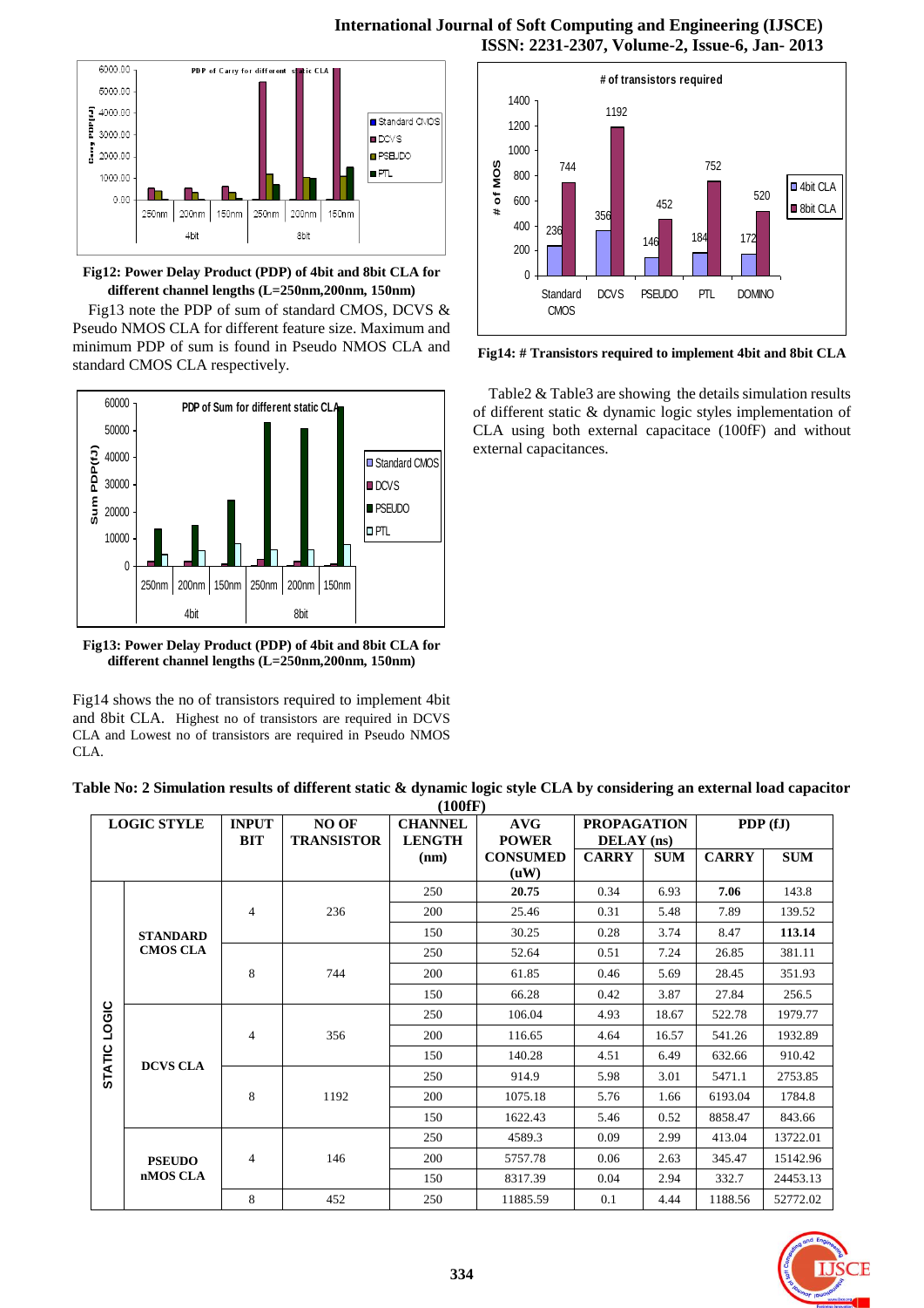Fig12: Power Delay Product (PDP) of 4bit and 8bit CLA for different channel lengths (L=250nm,200nm, 150nm)

Fig13 note the PDP of sum of standard CMOS, DCVS & Pseudo NMOS CLA for different feature size. Maximum and minimum PDP of sum is found in Pseudo NMOS CLA and standard CMOS CLA respectively.

Fig13: Power Delay Product (PDP) of 4bit and 8bit CLA for different channel lengths (L=250nm,200nm, 150nm)

Fig14 shows the no of transistors required to implement 4bit and 8bit CLA. Highest no of transistors are required in DCVS CLA and Lowest no of transistors are required in Pseudo NMOS CLA.

Fig14: # Transistors required to implement 4bit and 8bit CLA

Table2 & Table3 are showing the details simulation results of different static & dynamic logic styles implementation of CLA using both external capacitace (100fF) and without external capacitances.

**Table No: 2 Simulation results of different static & dynamic logic style CLA by considering an external load capacitor (100fF)**

| LOGIC STYLE | | INPUT BIT | NO OF TRANSISTOR | CHANNEL LENGTH (nm) | AVG POWER CONSUMED (uW) | PROPAGATION DELAY (ns) | | PDP (fJ) | |
|---|---|---|---|---|---|---|---|---|---|
| | | | | | | CARRY | SUM | CARRY | SUM |
| STATIC LOGIC | STANDARD CMOS CLA | 4 | 236 | 250 | **20.75** | 0.34 | 6.93 | **7.06** | 143.8 |
| | | | | 200 | 25.46 | 0.31 | 5.48 | 7.89 | 139.52 |
| | | | | 150 | 30.25 | 0.28 | 3.74 | 8.47 | **113.14** |
| | | 8 | 744 | 250 | 52.64 | 0.51 | 7.24 | 26.85 | 381.11 |
| | | | | 200 | 61.85 | 0.46 | 5.69 | 28.45 | 351.93 |
| | | | | 150 | 66.28 | 0.42 | 3.87 | 27.84 | 256.5 |
| | DCVS CLA | 4 | 356 | 250 | 106.04 | 4.93 | 18.67 | 522.78 | 1979.77 |
| | | | | 200 | 116.65 | 4.64 | 16.57 | 541.26 | 1932.89 |
| | | | | 150 | 140.28 | 4.51 | 6.49 | 632.66 | 910.42 |
| | | 8 | 1192 | 250 | 914.9 | 5.98 | 3.01 | 5471.1 | 2753.85 |
| | | | | 200 | 1075.18 | 5.76 | 1.66 | 6193.04 | 1784.8 |
| | | | | 150 | 1622.43 | 5.46 | 0.52 | 8858.47 | 843.66 |
| | PSEUDO nMOS CLA | 4 | 146 | 250 | 4589.3 | 0.09 | 2.99 | 413.04 | 13722.01 |
| | | | | 200 | 5757.78 | 0.06 | 2.63 | 345.47 | 15142.96 |
| | | | | 150 | 8317.39 | 0.04 | 2.94 | 332.7 | 24453.13 |
| | | 8 | 452 | 250 | 11885.59 | 0.1 | 4.44 | 1188.56 | 52772.02 |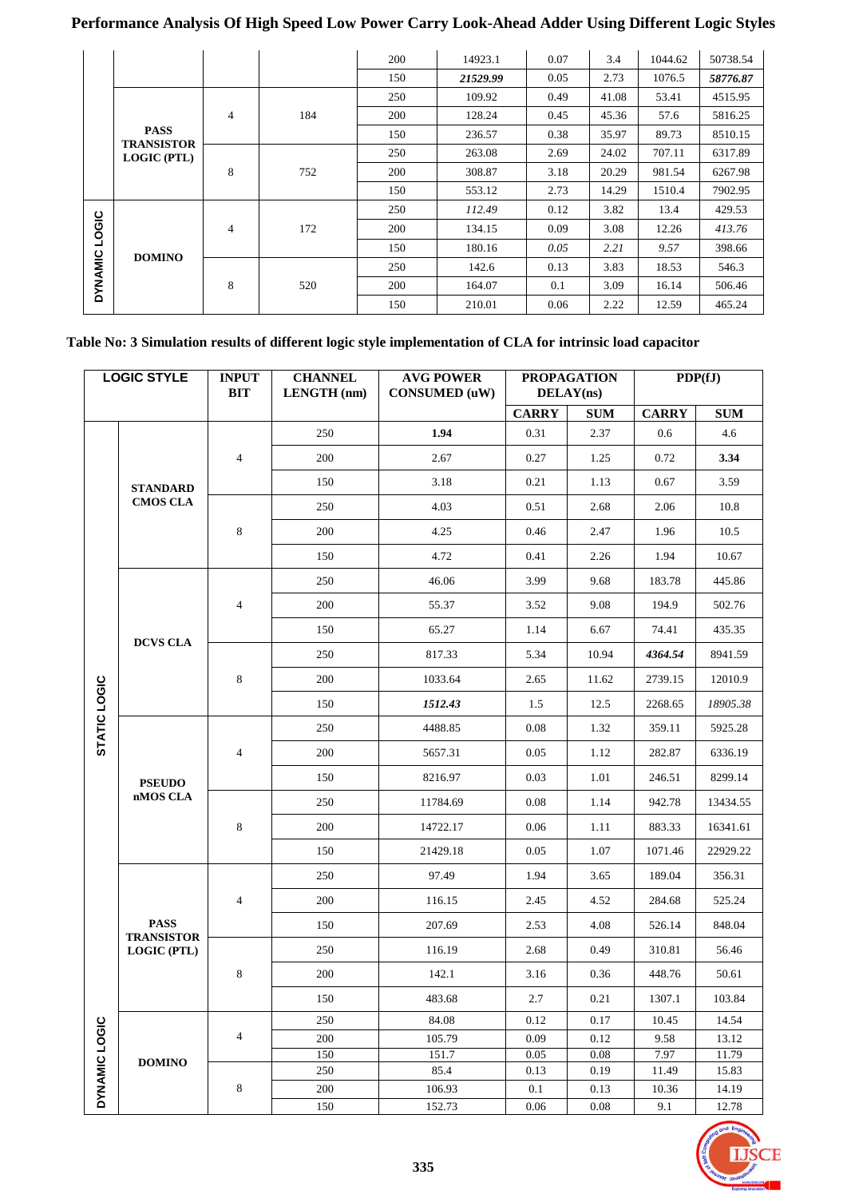| | | | | 200 | 14923.1 | 0.07 | 3.4 | 1044.62 | 50738.54 |
|---|---|---|---|---|---|---|---|---|---|
| | | | | 150 | *21529.99* | 0.05 | 2.73 | 1076.5 | *58776.87* |
| | **PASS TRANSISTOR LOGIC (PTL)** | 4 | 184 | 250 | 109.92 | 0.49 | 41.08 | 53.41 | 4515.95 |
| | | | | 200 | 128.24 | 0.45 | 45.36 | 57.6 | 5816.25 |
| | | | | 150 | 236.57 | 0.38 | 35.97 | 89.73 | 8510.15 |
| | | 8 | 752 | 250 | 263.08 | 2.69 | 24.02 | 707.11 | 6317.89 |
| | | | | 200 | 308.87 | 3.18 | 20.29 | 981.54 | 6267.98 |
| | | | | 150 | 553.12 | 2.73 | 14.29 | 1510.4 | 7902.95 |
| **DYNAMIC LOGIC** | **DOMINO** | 4 | 172 | 250 | *112.49* | 0.12 | 3.82 | 13.4 | 429.53 |
| | | | | 200 | 134.15 | 0.09 | 3.08 | 12.26 | *413.76* |
| | | | | 150 | 180.16 | *0.05* | *2.21* | *9.57* | 398.66 |
| | | 8 | 520 | 250 | 142.6 | 0.13 | 3.83 | 18.53 | 546.3 |
| | | | | 200 | 164.07 | 0.1 | 3.09 | 16.14 | 506.46 |
| | | | | 150 | 210.01 | 0.06 | 2.22 | 12.59 | 465.24 |

**Table No: 3 Simulation results of different logic style implementation of CLA for intrinsic load capacitor**

| LOGIC STYLE | | INPUT BIT | CHANNEL LENGTH (nm) | AVG POWER CONSUMED (uW) | PROPAGATION DELAY(ns) | | PDP(fJ) | |
|---|---|---|---|---|---|---|---|---|
| | | | | | CARRY | SUM | CARRY | SUM |
| **STATIC LOGIC** | **STANDARD CMOS CLA** | 4 | 250 | **1.94** | 0.31 | 2.37 | 0.6 | 4.6 |
| | | | 200 | 2.67 | 0.27 | 1.25 | 0.72 | **3.34** |
| | | | 150 | 3.18 | 0.21 | 1.13 | 0.67 | 3.59 |
| | | 8 | 250 | 4.03 | 0.51 | 2.68 | 2.06 | 10.8 |
| | | | 200 | 4.25 | 0.46 | 2.47 | 1.96 | 10.5 |
| | | | 150 | 4.72 | 0.41 | 2.26 | 1.94 | 10.67 |
| | **DCVS CLA** | 4 | 250 | 46.06 | 3.99 | 9.68 | 183.78 | 445.86 |
| | | | 200 | 55.37 | 3.52 | 9.08 | 194.9 | 502.76 |
| | | | 150 | 65.27 | 1.14 | 6.67 | 74.41 | 435.35 |
| | | 8 | 250 | 817.33 | 5.34 | 10.94 | ***4364.54*** | 8941.59 |
| | | | 200 | 1033.64 | 2.65 | 11.62 | 2739.15 | 12010.9 |
| | | | 150 | ***1512.43*** | 1.5 | 12.5 | 2268.65 | *18905.38* |
| | **PSEUDO nMOS CLA** | 4 | 250 | 4488.85 | 0.08 | 1.32 | 359.11 | 5925.28 |
| | | | 200 | 5657.31 | 0.05 | 1.12 | 282.87 | 6336.19 |
| | | | 150 | 8216.97 | 0.03 | 1.01 | 246.51 | 8299.14 |
| | | 8 | 250 | 11784.69 | 0.08 | 1.14 | 942.78 | 13434.55 |
| | | | 200 | 14722.17 | 0.06 | 1.11 | 883.33 | 16341.61 |
| | | | 150 | 21429.18 | 0.05 | 1.07 | 1071.46 | 22929.22 |
| | **PASS TRANSISTOR LOGIC (PTL)** | 4 | 250 | 97.49 | 1.94 | 3.65 | 189.04 | 356.31 |
| | | | 200 | 116.15 | 2.45 | 4.52 | 284.68 | 525.24 |
| | | | 150 | 207.69 | 2.53 | 4.08 | 526.14 | 848.04 |
| | | 8 | 250 | 116.19 | 2.68 | 0.49 | 310.81 | 56.46 |
| | | | 200 | 142.1 | 3.16 | 0.36 | 448.76 | 50.61 |
| | | | 150 | 483.68 | 2.7 | 0.21 | 1307.1 | 103.84 |
| **DYNAMIC LOGIC** | **DOMINO** | 4 | 250 | 84.08 | 0.12 | 0.17 | 10.45 | 14.54 |
| | | | 200 | 105.79 | 0.09 | 0.12 | 9.58 | 13.12 |
| | | | 150 | 151.7 | 0.05 | 0.08 | 7.97 | 11.79 |
| | | 8 | 250 | 85.4 | 0.13 | 0.19 | 11.49 | 15.83 |
| | | | 200 | 106.93 | 0.1 | 0.13 | 10.36 | 14.19 |
| | | | 150 | 152.73 | 0.06 | 0.08 | 9.1 | 12.78 |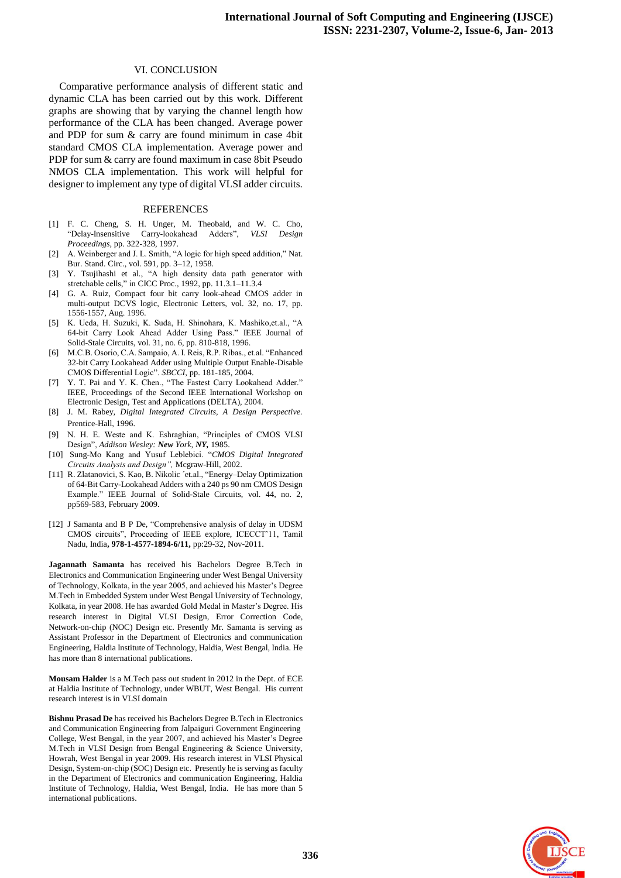## VI. CONCLUSION

Comparative performance analysis of different static and dynamic CLA has been carried out by this work. Different graphs are showing that by varying the channel length how performance of the CLA has been changed. Average power and PDP for sum & carry are found minimum in case 4bit standard CMOS CLA implementation. Average power and PDP for sum & carry are found maximum in case 8bit Pseudo NMOS CLA implementation. This work will helpful for designer to implement any type of digital VLSI adder circuits.

## REFERENCES

[1] F. C. Cheng, S. H. Unger, M. Theobald, and W. C. Cho, "Delay-Insensitive Carry-lookahead Adders", *VLSI Design Proceedings*, pp. 322-328, 1997.

[2] A. Weinberger and J. L. Smith, "A logic for high speed addition," Nat. Bur. Stand. Circ., vol. 591, pp. 3–12, 1958.

[3] Y. Tsujihashi et al., "A high density data path generator with stretchable cells," in CICC Proc., 1992, pp. 11.3.1–11.3.4

[4] G. A. Ruiz, Compact four bit carry look-ahead CMOS adder in multi-output DCVS logic, Electronic Letters, vol. 32, no. 17, pp. 1556-1557, Aug. 1996.

[5] K. Ueda, H. Suzuki, K. Suda, H. Shinohara, K. Mashiko,et.al., "A 64-bit Carry Look Ahead Adder Using Pass." IEEE Journal of Solid-Stale Circuits, vol. 31, no. 6, pp. 810-818, 1996.

[6] M.C.B. Osorio, C.A. Sampaio, A. I. Reis, R.P. Ribas., et.al. "Enhanced 32-bit Carry Lookahead Adder using Multiple Output Enable-Disable CMOS Differential Logic". *SBCCI*, pp. 181-185, 2004.

[7] Y. T. Pai and Y. K. Chen., "The Fastest Carry Lookahead Adder." IEEE, Proceedings of the Second IEEE International Workshop on Electronic Design, Test and Applications (DELTA), 2004.

[8] J. M. Rabey, *Digital Integrated Circuits, A Design Perspective.* Prentice-Hall, 1996.

[9] N. H. E. Weste and K. Eshraghian, "Principles of CMOS VLSI Design", *Addison Wesley: **New** York, **NY,*** 1985.

[10] Sung-Mo Kang and Yusuf Leblebici. "*CMOS Digital Integrated Circuits Analysis and Design",* Mcgraw-Hill, 2002.

[11] R. Zlatanovici, S. Kao, B. Nikolic ́et.al., "Energy–Delay Optimization of 64-Bit Carry-Lookahead Adders with a 240 ps 90 nm CMOS Design Example." IEEE Journal of Solid-Stale Circuits, vol. 44, no. 2, pp569-583, February 2009.

[12] J Samanta and B P De, "Comprehensive analysis of delay in UDSM CMOS circuits", Proceeding of IEEE explore, ICECCT'11, Tamil Nadu, India**, 978-1-4577-1894-6/11,** pp:29-32, Nov-2011.

**Jagannath Samanta** has received his Bachelors Degree B.Tech in Electronics and Communication Engineering under West Bengal University of Technology, Kolkata, in the year 2005, and achieved his Master's Degree M.Tech in Embedded System under West Bengal University of Technology, Kolkata, in year 2008. He has awarded Gold Medal in Master's Degree. His research interest in Digital VLSI Design, Error Correction Code, Network-on-chip (NOC) Design etc. Presently Mr. Samanta is serving as Assistant Professor in the Department of Electronics and communication Engineering, Haldia Institute of Technology, Haldia, West Bengal, India. He has more than 8 international publications.

**Mousam Halder** is a M.Tech pass out student in 2012 in the Dept. of ECE at Haldia Institute of Technology, under WBUT, West Bengal. His current research interest is in VLSI domain

**Bishnu Prasad De** has received his Bachelors Degree B.Tech in Electronics and Communication Engineering from Jalpaiguri Government Engineering College, West Bengal, in the year 2007, and achieved his Master's Degree M.Tech in VLSI Design from Bengal Engineering & Science University, Howrah, West Bengal in year 2009. His research interest in VLSI Physical Design, System-on-chip (SOC) Design etc. Presently he is serving as faculty in the Department of Electronics and communication Engineering, Haldia Institute of Technology, Haldia, West Bengal, India. He has more than 5 international publications.